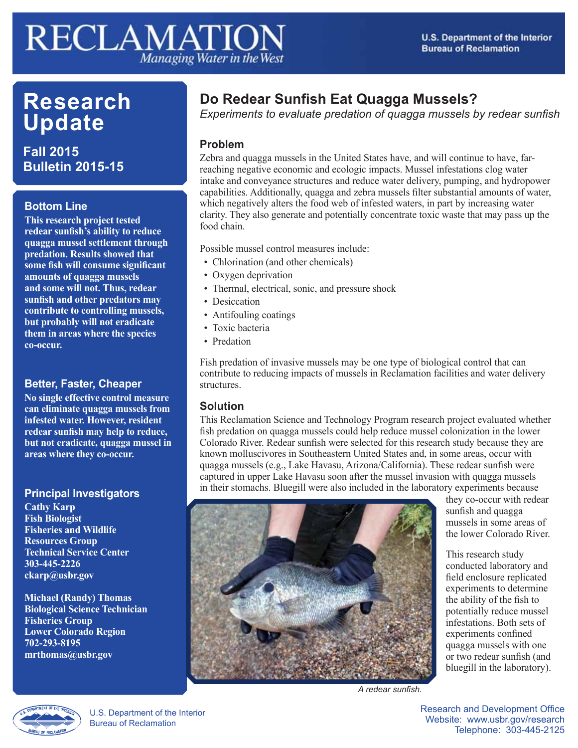# RECLAMATION

*Managing Water in the West*

U.S. Department of the Interior
Bureau of Reclamation

## Research Update

**Fall 2015**
**Bulletin 2015-15**

### Bottom Line

**This research project tested redear sunfish's ability to reduce quagga mussel settlement through predation. Results showed that some fish will consume significant amounts of quagga mussels and some will not. Thus, redear sunfish and other predators may contribute to controlling mussels, but probably will not eradicate them in areas where the species co-occur.**

### Better, Faster, Cheaper

**No single effective control measure can eliminate quagga mussels from infested water. However, resident redear sunfish may help to reduce, but not eradicate, quagga mussel in areas where they co-occur.**

### Principal Investigators

**Cathy Karp**
**Fish Biologist**
**Fisheries and Wildlife Resources Group**
**Technical Service Center**
**303-445-2226**
**ckarp@usbr.gov**

**Michael (Randy) Thomas**
**Biological Science Technician**
**Fisheries Group**
**Lower Colorado Region**
**702-293-8195**
**mrthomas@usbr.gov**

## Do Redear Sunfish Eat Quagga Mussels?

*Experiments to evaluate predation of quagga mussels by redear sunfish*

### Problem

Zebra and quagga mussels in the United States have, and will continue to have, far-reaching negative economic and ecologic impacts. Mussel infestations clog water intake and conveyance structures and reduce water delivery, pumping, and hydropower capabilities. Additionally, quagga and zebra mussels filter substantial amounts of water, which negatively alters the food web of infested waters, in part by increasing water clarity. They also generate and potentially concentrate toxic waste that may pass up the food chain.

Possible mussel control measures include:

- Chlorination (and other chemicals)
- Oxygen deprivation
- Thermal, electrical, sonic, and pressure shock
- Desiccation
- Antifouling coatings
- Toxic bacteria
- Predation

Fish predation of invasive mussels may be one type of biological control that can contribute to reducing impacts of mussels in Reclamation facilities and water delivery structures.

### Solution

This Reclamation Science and Technology Program research project evaluated whether fish predation on quagga mussels could help reduce mussel colonization in the lower Colorado River. Redear sunfish were selected for this research study because they are known molluscivores in Southeastern United States and, in some areas, occur with quagga mussels (e.g., Lake Havasu, Arizona/California). These redear sunfish were captured in upper Lake Havasu soon after the mussel invasion with quagga mussels in their stomachs. Bluegill were also included in the laboratory experiments because they co-occur with redear sunfish and quagga mussels in some areas of the lower Colorado River.

*A redear sunfish.*

This research study conducted laboratory and field enclosure replicated experiments to determine the ability of the fish to potentially reduce mussel infestations. Both sets of experiments confined quagga mussels with one or two redear sunfish (and bluegill in the laboratory).

U.S. Department of the Interior
Bureau of Reclamation

Research and Development Office
Website: www.usbr.gov/research
Telephone: 303-445-2125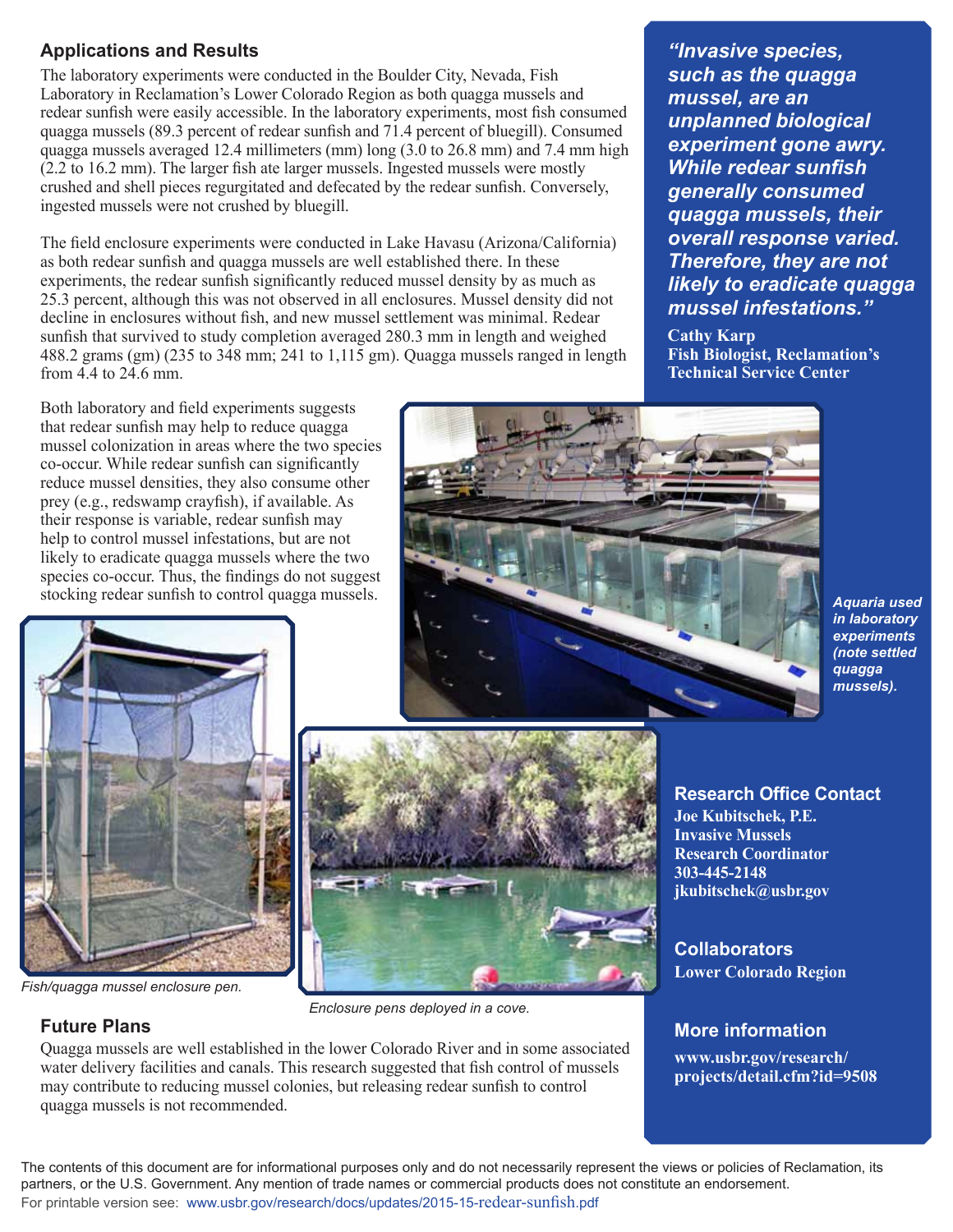## Applications and Results

The laboratory experiments were conducted in the Boulder City, Nevada, Fish Laboratory in Reclamation's Lower Colorado Region as both quagga mussels and redear sunfish were easily accessible. In the laboratory experiments, most fish consumed quagga mussels (89.3 percent of redear sunfish and 71.4 percent of bluegill). Consumed quagga mussels averaged 12.4 millimeters (mm) long (3.0 to 26.8 mm) and 7.4 mm high (2.2 to 16.2 mm). The larger fish ate larger mussels. Ingested mussels were mostly crushed and shell pieces regurgitated and defecated by the redear sunfish. Conversely, ingested mussels were not crushed by bluegill.

The field enclosure experiments were conducted in Lake Havasu (Arizona/California) as both redear sunfish and quagga mussels are well established there. In these experiments, the redear sunfish significantly reduced mussel density by as much as 25.3 percent, although this was not observed in all enclosures. Mussel density did not decline in enclosures without fish, and new mussel settlement was minimal. Redear sunfish that survived to study completion averaged 280.3 mm in length and weighed 488.2 grams (gm) (235 to 348 mm; 241 to 1,115 gm). Quagga mussels ranged in length from 4.4 to 24.6 mm.

Both laboratory and field experiments suggests that redear sunfish may help to reduce quagga mussel colonization in areas where the two species co-occur. While redear sunfish can significantly reduce mussel densities, they also consume other prey (e.g., redswamp crayfish), if available. As their response is variable, redear sunfish may help to control mussel infestations, but are not likely to eradicate quagga mussels where the two species co-occur. Thus, the findings do not suggest stocking redear sunfish to control quagga mussels.

*Aquaria used in laboratory experiments (note settled quagga mussels).*

*Fish/quagga mussel enclosure pen.*

*Enclosure pens deployed in a cove.*

## Future Plans

Quagga mussels are well established in the lower Colorado River and in some associated water delivery facilities and canals. This research suggested that fish control of mussels may contribute to reducing mussel colonies, but releasing redear sunfish to control quagga mussels is not recommended.

***"Invasive species, such as the quagga mussel, are an unplanned biological experiment gone awry. While redear sunfish generally consumed quagga mussels, their overall response varied. Therefore, they are not likely to eradicate quagga mussel infestations."***

**Cathy Karp**
**Fish Biologist, Reclamation's Technical Service Center**

### Research Office Contact

**Joe Kubitschek, P.E.**
**Invasive Mussels Research Coordinator**
**303-445-2148**
**jkubitschek@usbr.gov**

### Collaborators

**Lower Colorado Region**

### More information

**www.usbr.gov/research/projects/detail.cfm?id=9508**

The contents of this document are for informational purposes only and do not necessarily represent the views or policies of Reclamation, its partners, or the U.S. Government. Any mention of trade names or commercial products does not constitute an endorsement.

For printable version see: www.usbr.gov/research/docs/updates/2015-15-redear-sunfish.pdf